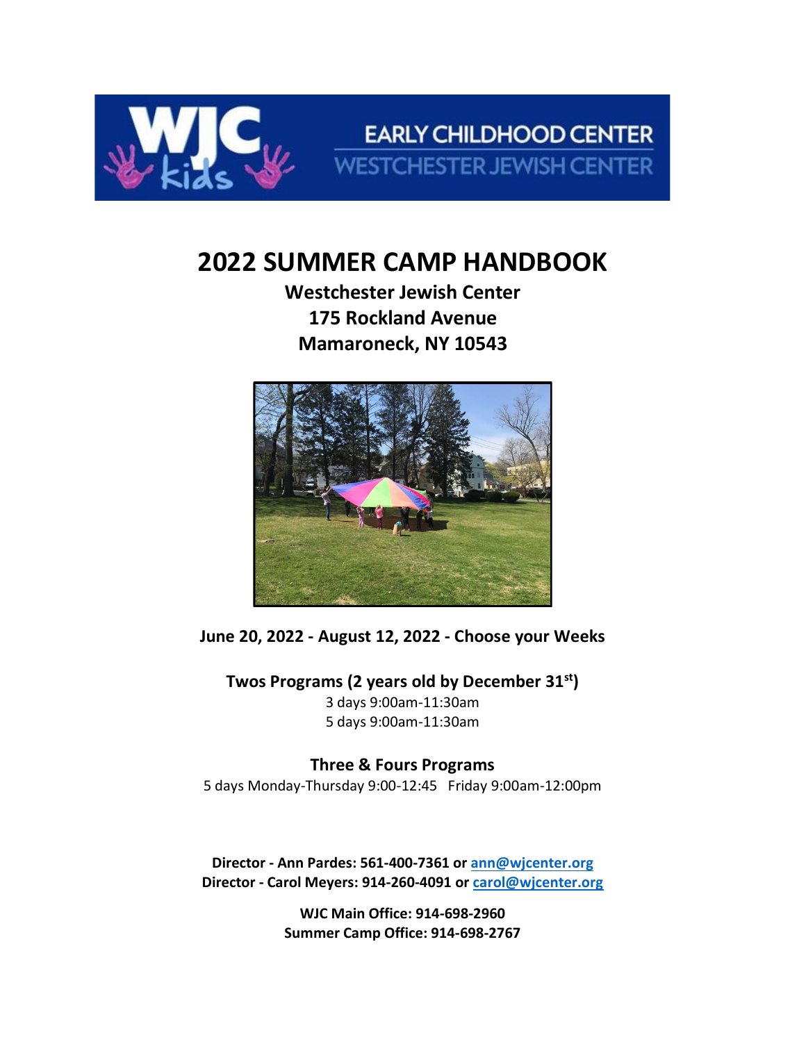# 2022 SUMMER CAMP HANDBOOK

**Westchester Jewish Center**
**175 Rockland Avenue**
**Mamaroneck, NY 10543**

**June 20, 2022 - August 12, 2022 - Choose your Weeks**

### Twos Programs (2 years old by December 31st)

3 days 9:00am-11:30am
5 days 9:00am-11:30am

### Three & Fours Programs

5 days Monday-Thursday 9:00-12:45 Friday 9:00am-12:00pm

**Director - Ann Pardes: 561-400-7361 or ann@wjcenter.org**
**Director - Carol Meyers: 914-260-4091 or carol@wjcenter.org**

**WJC Main Office: 914-698-2960**
**Summer Camp Office: 914-698-2767**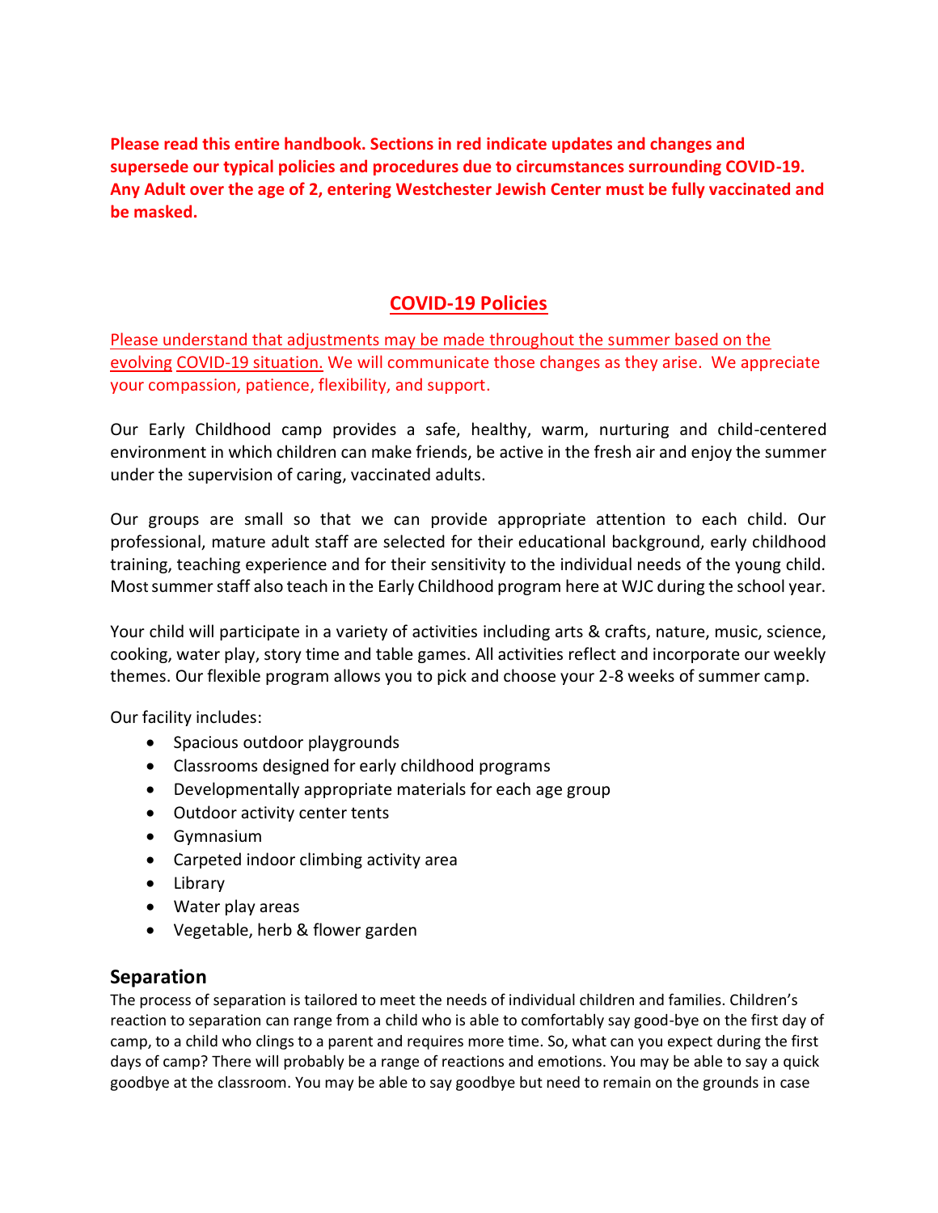**Please read this entire handbook. Sections in red indicate updates and changes and supersede our typical policies and procedures due to circumstances surrounding COVID-19. Any Adult over the age of 2, entering Westchester Jewish Center must be fully vaccinated and be masked.**

## COVID-19 Policies

Please understand that adjustments may be made throughout the summer based on the evolving COVID-19 situation. We will communicate those changes as they arise. We appreciate your compassion, patience, flexibility, and support.

Our Early Childhood camp provides a safe, healthy, warm, nurturing and child-centered environment in which children can make friends, be active in the fresh air and enjoy the summer under the supervision of caring, vaccinated adults.

Our groups are small so that we can provide appropriate attention to each child. Our professional, mature adult staff are selected for their educational background, early childhood training, teaching experience and for their sensitivity to the individual needs of the young child. Most summer staff also teach in the Early Childhood program here at WJC during the school year.

Your child will participate in a variety of activities including arts & crafts, nature, music, science, cooking, water play, story time and table games. All activities reflect and incorporate our weekly themes. Our flexible program allows you to pick and choose your 2-8 weeks of summer camp.

Our facility includes:

- Spacious outdoor playgrounds
- Classrooms designed for early childhood programs
- Developmentally appropriate materials for each age group
- Outdoor activity center tents
- Gymnasium
- Carpeted indoor climbing activity area
- Library
- Water play areas
- Vegetable, herb & flower garden

## Separation

The process of separation is tailored to meet the needs of individual children and families. Children's reaction to separation can range from a child who is able to comfortably say good-bye on the first day of camp, to a child who clings to a parent and requires more time. So, what can you expect during the first days of camp? There will probably be a range of reactions and emotions. You may be able to say a quick goodbye at the classroom. You may be able to say goodbye but need to remain on the grounds in case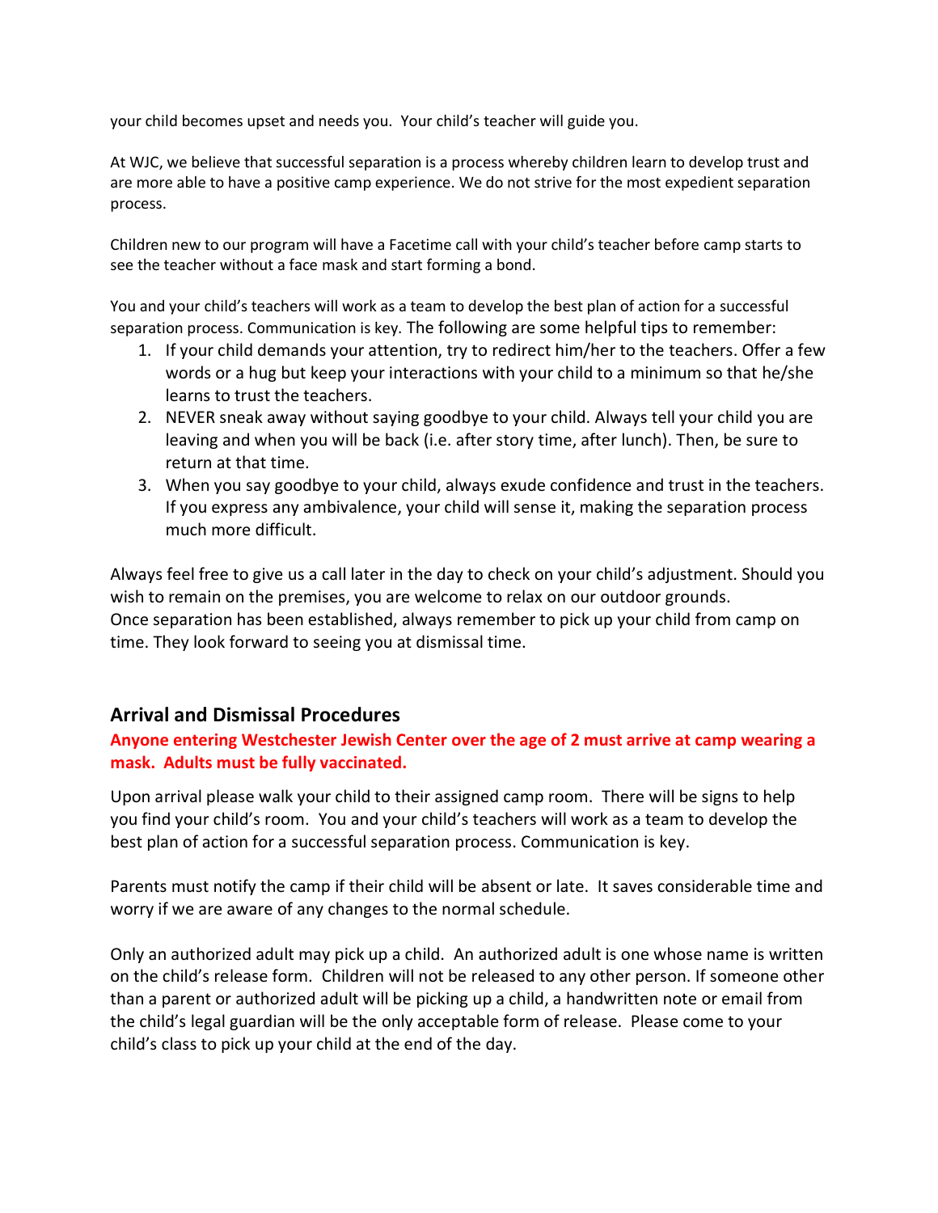your child becomes upset and needs you. Your child's teacher will guide you.

At WJC, we believe that successful separation is a process whereby children learn to develop trust and are more able to have a positive camp experience. We do not strive for the most expedient separation process.

Children new to our program will have a Facetime call with your child's teacher before camp starts to see the teacher without a face mask and start forming a bond.

You and your child's teachers will work as a team to develop the best plan of action for a successful separation process. Communication is key. The following are some helpful tips to remember:

1. If your child demands your attention, try to redirect him/her to the teachers. Offer a few words or a hug but keep your interactions with your child to a minimum so that he/she learns to trust the teachers.
2. NEVER sneak away without saying goodbye to your child. Always tell your child you are leaving and when you will be back (i.e. after story time, after lunch). Then, be sure to return at that time.
3. When you say goodbye to your child, always exude confidence and trust in the teachers. If you express any ambivalence, your child will sense it, making the separation process much more difficult.

Always feel free to give us a call later in the day to check on your child's adjustment. Should you wish to remain on the premises, you are welcome to relax on our outdoor grounds.
Once separation has been established, always remember to pick up your child from camp on time. They look forward to seeing you at dismissal time.

## Arrival and Dismissal Procedures

**Anyone entering Westchester Jewish Center over the age of 2 must arrive at camp wearing a mask. Adults must be fully vaccinated.**

Upon arrival please walk your child to their assigned camp room. There will be signs to help you find your child's room. You and your child's teachers will work as a team to develop the best plan of action for a successful separation process. Communication is key.

Parents must notify the camp if their child will be absent or late. It saves considerable time and worry if we are aware of any changes to the normal schedule.

Only an authorized adult may pick up a child. An authorized adult is one whose name is written on the child's release form. Children will not be released to any other person. If someone other than a parent or authorized adult will be picking up a child, a handwritten note or email from the child's legal guardian will be the only acceptable form of release. Please come to your child's class to pick up your child at the end of the day.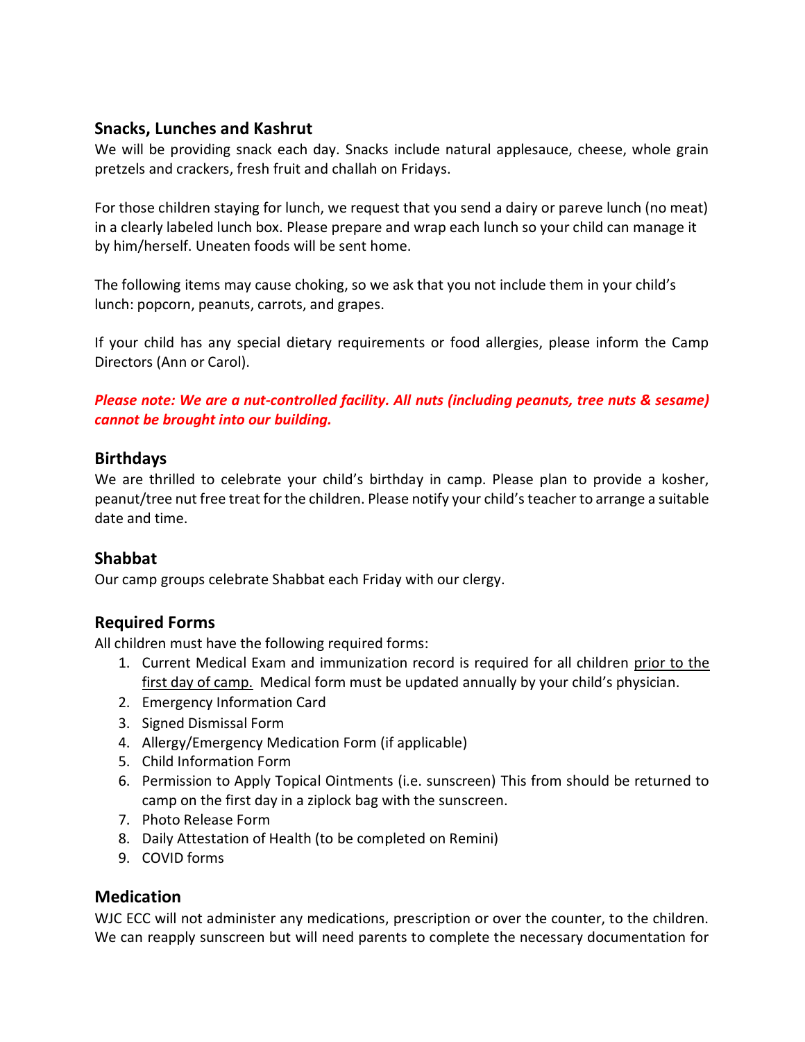## Snacks, Lunches and Kashrut

We will be providing snack each day. Snacks include natural applesauce, cheese, whole grain pretzels and crackers, fresh fruit and challah on Fridays.

For those children staying for lunch, we request that you send a dairy or pareve lunch (no meat) in a clearly labeled lunch box. Please prepare and wrap each lunch so your child can manage it by him/herself. Uneaten foods will be sent home.

The following items may cause choking, so we ask that you not include them in your child's lunch: popcorn, peanuts, carrots, and grapes.

If your child has any special dietary requirements or food allergies, please inform the Camp Directors (Ann or Carol).

***Please note: We are a nut-controlled facility. All nuts (including peanuts, tree nuts & sesame) cannot be brought into our building.***

## Birthdays

We are thrilled to celebrate your child's birthday in camp. Please plan to provide a kosher, peanut/tree nut free treat for the children. Please notify your child's teacher to arrange a suitable date and time.

## Shabbat

Our camp groups celebrate Shabbat each Friday with our clergy.

## Required Forms

All children must have the following required forms:

1. Current Medical Exam and immunization record is required for all children <u>prior to the first day of camp.</u> Medical form must be updated annually by your child's physician.
2. Emergency Information Card
3. Signed Dismissal Form
4. Allergy/Emergency Medication Form (if applicable)
5. Child Information Form
6. Permission to Apply Topical Ointments (i.e. sunscreen) This from should be returned to camp on the first day in a ziplock bag with the sunscreen.
7. Photo Release Form
8. Daily Attestation of Health (to be completed on Remini)
9. COVID forms

## Medication

WJC ECC will not administer any medications, prescription or over the counter, to the children. We can reapply sunscreen but will need parents to complete the necessary documentation for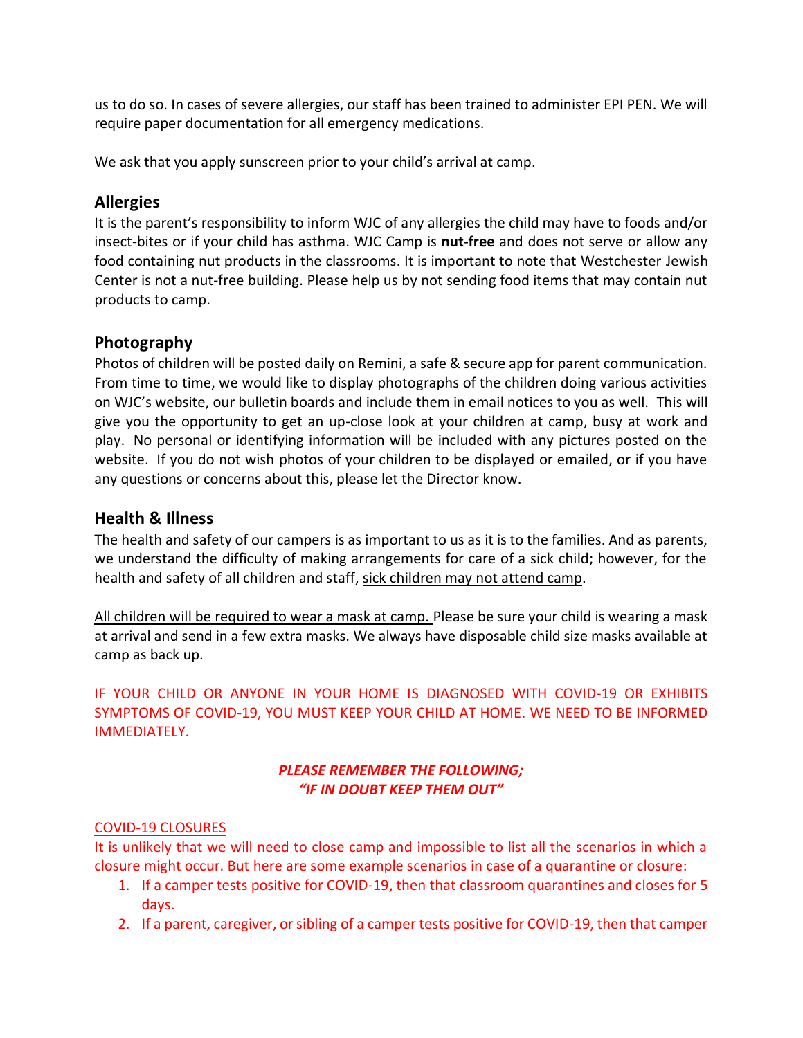us to do so. In cases of severe allergies, our staff has been trained to administer EPI PEN. We will require paper documentation for all emergency medications.

We ask that you apply sunscreen prior to your child's arrival at camp.

## Allergies

It is the parent's responsibility to inform WJC of any allergies the child may have to foods and/or insect-bites or if your child has asthma. WJC Camp is **nut-free** and does not serve or allow any food containing nut products in the classrooms. It is important to note that Westchester Jewish Center is not a nut-free building. Please help us by not sending food items that may contain nut products to camp.

## Photography

Photos of children will be posted daily on Remini, a safe & secure app for parent communication. From time to time, we would like to display photographs of the children doing various activities on WJC's website, our bulletin boards and include them in email notices to you as well. This will give you the opportunity to get an up-close look at your children at camp, busy at work and play. No personal or identifying information will be included with any pictures posted on the website. If you do not wish photos of your children to be displayed or emailed, or if you have any questions or concerns about this, please let the Director know.

## Health & Illness

The health and safety of our campers is as important to us as it is to the families. And as parents, we understand the difficulty of making arrangements for care of a sick child; however, for the health and safety of all children and staff, <u>sick children may not attend camp</u>.

<u>All children will be required to wear a mask at camp.</u> Please be sure your child is wearing a mask at arrival and send in a few extra masks. We always have disposable child size masks available at camp as back up.

IF YOUR CHILD OR ANYONE IN YOUR HOME IS DIAGNOSED WITH COVID-19 OR EXHIBITS SYMPTOMS OF COVID-19, YOU MUST KEEP YOUR CHILD AT HOME. WE NEED TO BE INFORMED IMMEDIATELY.

***PLEASE REMEMBER THE FOLLOWING;***
***"IF IN DOUBT KEEP THEM OUT"***

<u>COVID-19 CLOSURES</u>

It is unlikely that we will need to close camp and impossible to list all the scenarios in which a closure might occur. But here are some example scenarios in case of a quarantine or closure:

1. If a camper tests positive for COVID-19, then that classroom quarantines and closes for 5 days.
2. If a parent, caregiver, or sibling of a camper tests positive for COVID-19, then that camper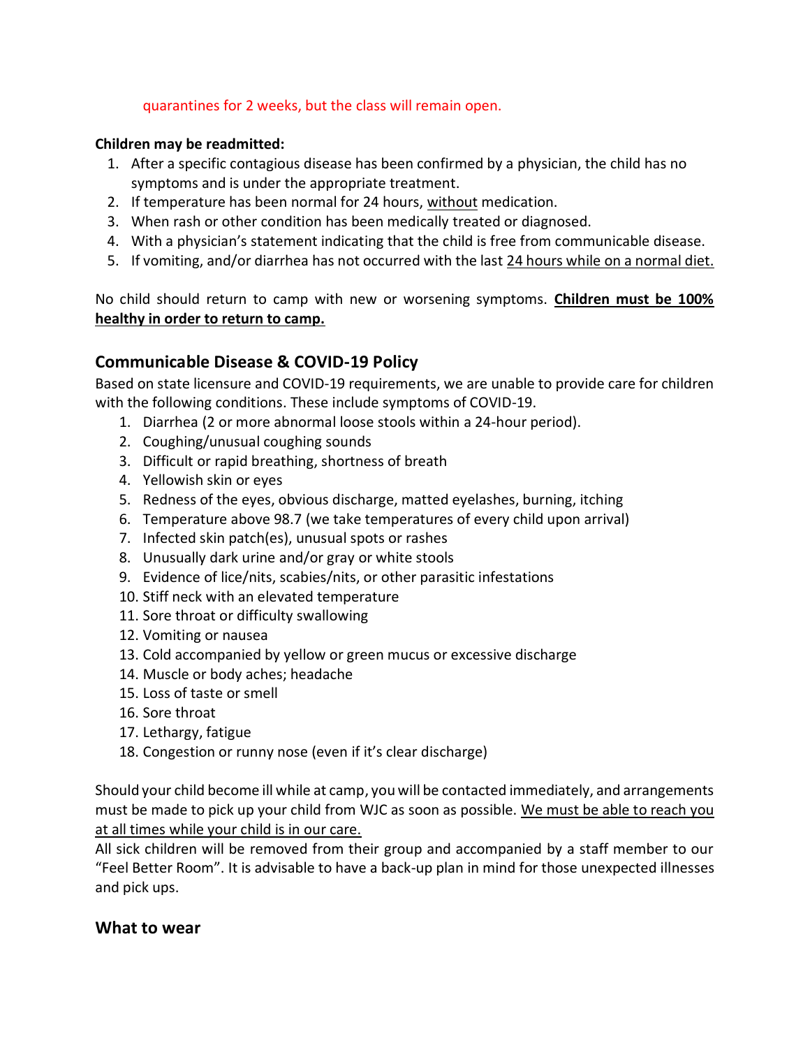quarantines for 2 weeks, but the class will remain open.

**Children may be readmitted:**

1. After a specific contagious disease has been confirmed by a physician, the child has no symptoms and is under the appropriate treatment.
2. If temperature has been normal for 24 hours, without medication.
3. When rash or other condition has been medically treated or diagnosed.
4. With a physician's statement indicating that the child is free from communicable disease.
5. If vomiting, and/or diarrhea has not occurred with the last 24 hours while on a normal diet.

No child should return to camp with new or worsening symptoms. **Children must be 100% healthy in order to return to camp.**

## Communicable Disease & COVID-19 Policy

Based on state licensure and COVID-19 requirements, we are unable to provide care for children with the following conditions. These include symptoms of COVID-19.

1. Diarrhea (2 or more abnormal loose stools within a 24-hour period).
2. Coughing/unusual coughing sounds
3. Difficult or rapid breathing, shortness of breath
4. Yellowish skin or eyes
5. Redness of the eyes, obvious discharge, matted eyelashes, burning, itching
6. Temperature above 98.7 (we take temperatures of every child upon arrival)
7. Infected skin patch(es), unusual spots or rashes
8. Unusually dark urine and/or gray or white stools
9. Evidence of lice/nits, scabies/nits, or other parasitic infestations
10. Stiff neck with an elevated temperature
11. Sore throat or difficulty swallowing
12. Vomiting or nausea
13. Cold accompanied by yellow or green mucus or excessive discharge
14. Muscle or body aches; headache
15. Loss of taste or smell
16. Sore throat
17. Lethargy, fatigue
18. Congestion or runny nose (even if it's clear discharge)

Should your child become ill while at camp, you will be contacted immediately, and arrangements must be made to pick up your child from WJC as soon as possible. We must be able to reach you at all times while your child is in our care.

All sick children will be removed from their group and accompanied by a staff member to our "Feel Better Room". It is advisable to have a back-up plan in mind for those unexpected illnesses and pick ups.

## What to wear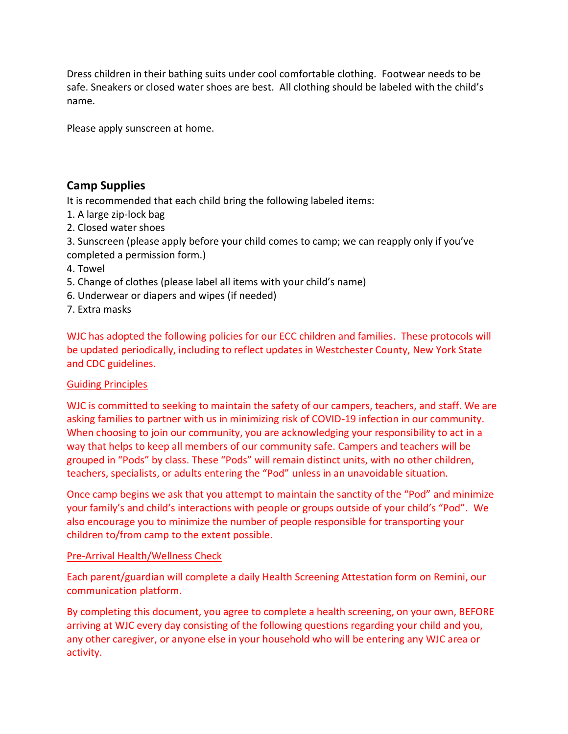Dress children in their bathing suits under cool comfortable clothing. Footwear needs to be safe. Sneakers or closed water shoes are best. All clothing should be labeled with the child's name.

Please apply sunscreen at home.

## Camp Supplies

It is recommended that each child bring the following labeled items:

1. A large zip-lock bag
2. Closed water shoes
3. Sunscreen (please apply before your child comes to camp; we can reapply only if you've completed a permission form.)
4. Towel
5. Change of clothes (please label all items with your child's name)
6. Underwear or diapers and wipes (if needed)
7. Extra masks

WJC has adopted the following policies for our ECC children and families. These protocols will be updated periodically, including to reflect updates in Westchester County, New York State and CDC guidelines.

<u>Guiding Principles</u>

WJC is committed to seeking to maintain the safety of our campers, teachers, and staff. We are asking families to partner with us in minimizing risk of COVID-19 infection in our community. When choosing to join our community, you are acknowledging your responsibility to act in a way that helps to keep all members of our community safe. Campers and teachers will be grouped in "Pods" by class. These "Pods" will remain distinct units, with no other children, teachers, specialists, or adults entering the "Pod" unless in an unavoidable situation.

Once camp begins we ask that you attempt to maintain the sanctity of the "Pod" and minimize your family's and child's interactions with people or groups outside of your child's "Pod". We also encourage you to minimize the number of people responsible for transporting your children to/from camp to the extent possible.

<u>Pre-Arrival Health/Wellness Check</u>

Each parent/guardian will complete a daily Health Screening Attestation form on Remini, our communication platform.

By completing this document, you agree to complete a health screening, on your own, BEFORE arriving at WJC every day consisting of the following questions regarding your child and you, any other caregiver, or anyone else in your household who will be entering any WJC area or activity.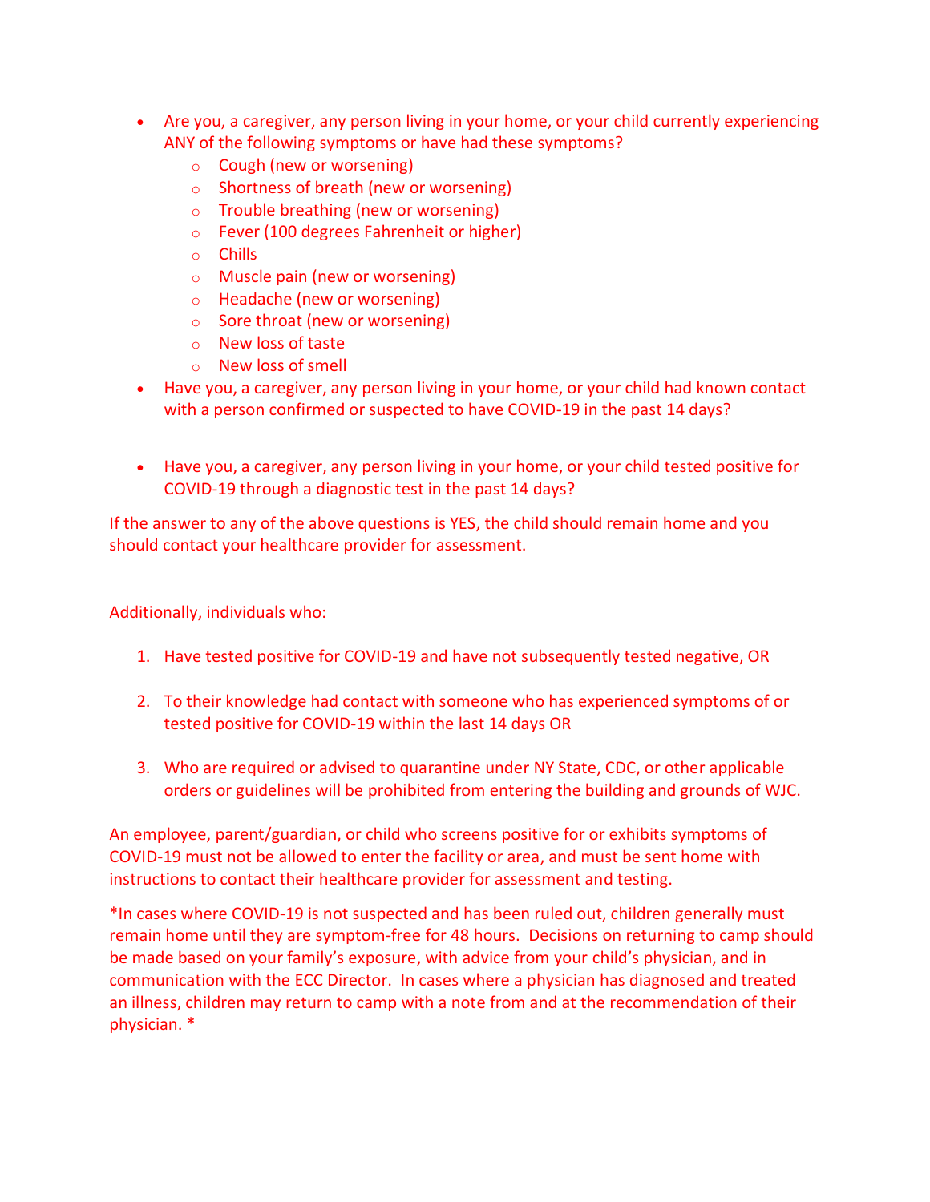- Are you, a caregiver, any person living in your home, or your child currently experiencing ANY of the following symptoms or have had these symptoms?
    - Cough (new or worsening)
    - Shortness of breath (new or worsening)
    - Trouble breathing (new or worsening)
    - Fever (100 degrees Fahrenheit or higher)
    - Chills
    - Muscle pain (new or worsening)
    - Headache (new or worsening)
    - Sore throat (new or worsening)
    - New loss of taste
    - New loss of smell
- Have you, a caregiver, any person living in your home, or your child had known contact with a person confirmed or suspected to have COVID-19 in the past 14 days?
- Have you, a caregiver, any person living in your home, or your child tested positive for COVID-19 through a diagnostic test in the past 14 days?

If the answer to any of the above questions is YES, the child should remain home and you should contact your healthcare provider for assessment.

Additionally, individuals who:

1. Have tested positive for COVID-19 and have not subsequently tested negative, OR
2. To their knowledge had contact with someone who has experienced symptoms of or tested positive for COVID-19 within the last 14 days OR
3. Who are required or advised to quarantine under NY State, CDC, or other applicable orders or guidelines will be prohibited from entering the building and grounds of WJC.

An employee, parent/guardian, or child who screens positive for or exhibits symptoms of COVID-19 must not be allowed to enter the facility or area, and must be sent home with instructions to contact their healthcare provider for assessment and testing.

*In cases where COVID-19 is not suspected and has been ruled out, children generally must remain home until they are symptom-free for 48 hours. Decisions on returning to camp should be made based on your family's exposure, with advice from your child's physician, and in communication with the ECC Director. In cases where a physician has diagnosed and treated an illness, children may return to camp with a note from and at the recommendation of their physician. *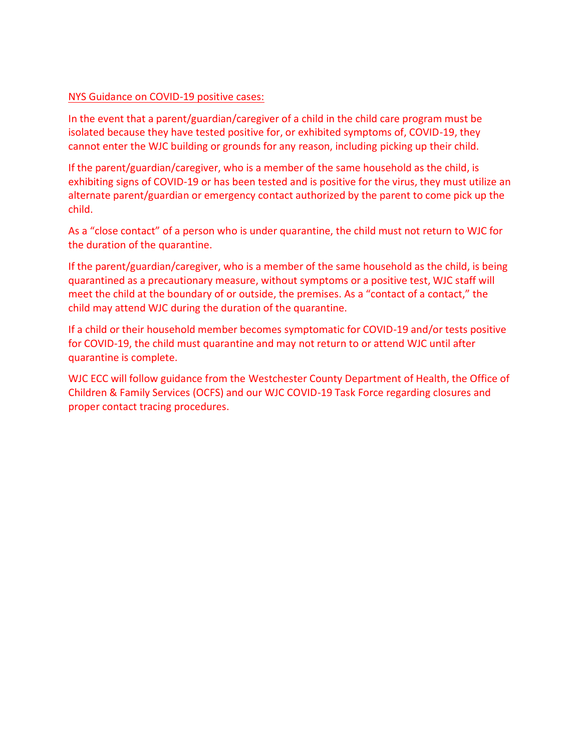NYS Guidance on COVID-19 positive cases:

In the event that a parent/guardian/caregiver of a child in the child care program must be isolated because they have tested positive for, or exhibited symptoms of, COVID-19, they cannot enter the WJC building or grounds for any reason, including picking up their child.

If the parent/guardian/caregiver, who is a member of the same household as the child, is exhibiting signs of COVID-19 or has been tested and is positive for the virus, they must utilize an alternate parent/guardian or emergency contact authorized by the parent to come pick up the child.

As a "close contact" of a person who is under quarantine, the child must not return to WJC for the duration of the quarantine.

If the parent/guardian/caregiver, who is a member of the same household as the child, is being quarantined as a precautionary measure, without symptoms or a positive test, WJC staff will meet the child at the boundary of or outside, the premises. As a "contact of a contact," the child may attend WJC during the duration of the quarantine.

If a child or their household member becomes symptomatic for COVID-19 and/or tests positive for COVID-19, the child must quarantine and may not return to or attend WJC until after quarantine is complete.

WJC ECC will follow guidance from the Westchester County Department of Health, the Office of Children & Family Services (OCFS) and our WJC COVID-19 Task Force regarding closures and proper contact tracing procedures.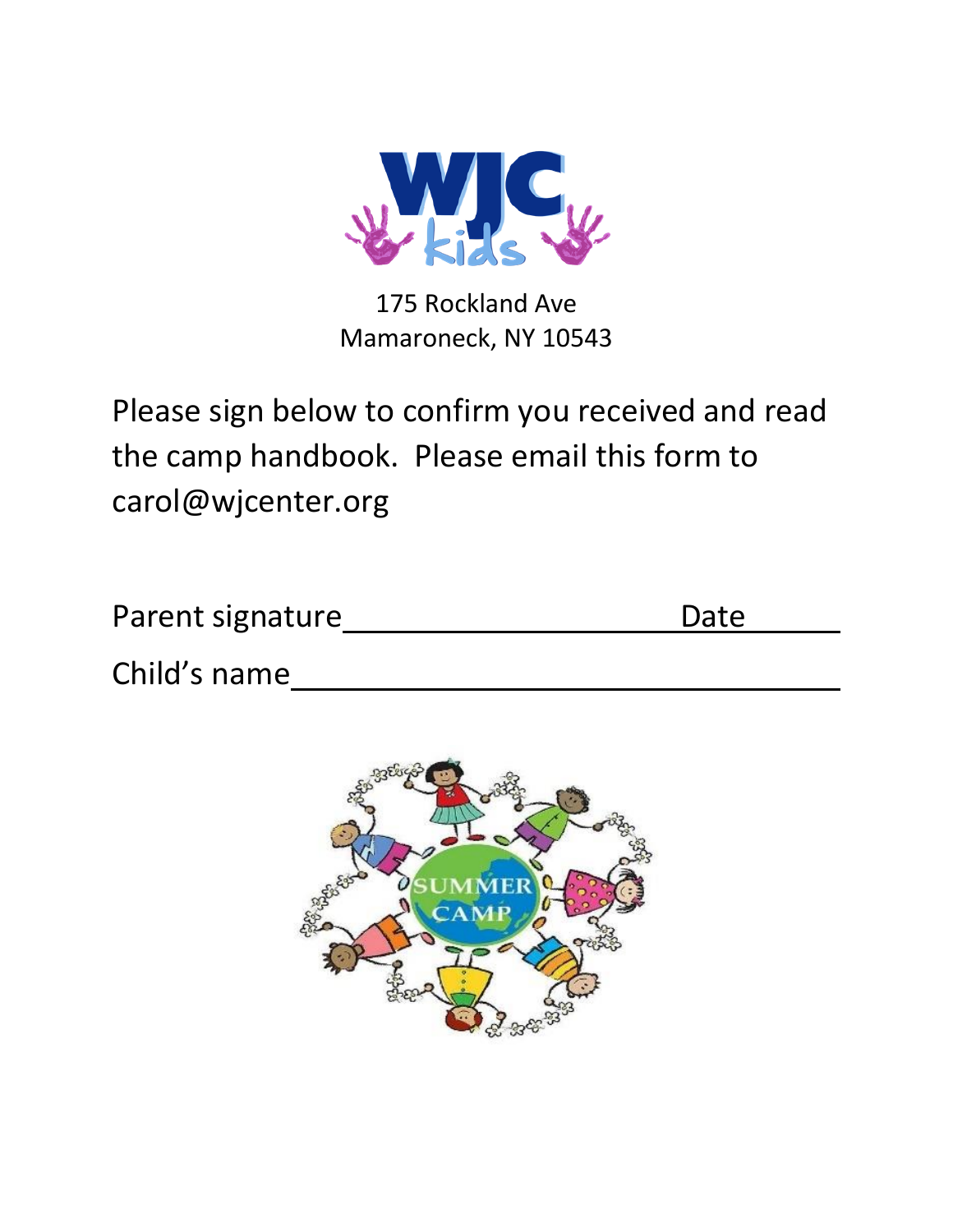175 Rockland Ave
Mamaroneck, NY 10543

Please sign below to confirm you received and read the camp handbook. Please email this form to carol@wjcenter.org

Parent signature\_\_\_\_\_\_\_\_\_\_\_\_\_\_\_\_\_\_\_\_\_\_ Date\_\_\_\_\_\_\_\_

Child's name\_\_\_\_\_\_\_\_\_\_\_\_\_\_\_\_\_\_\_\_\_\_\_\_\_\_\_\_\_\_\_\_